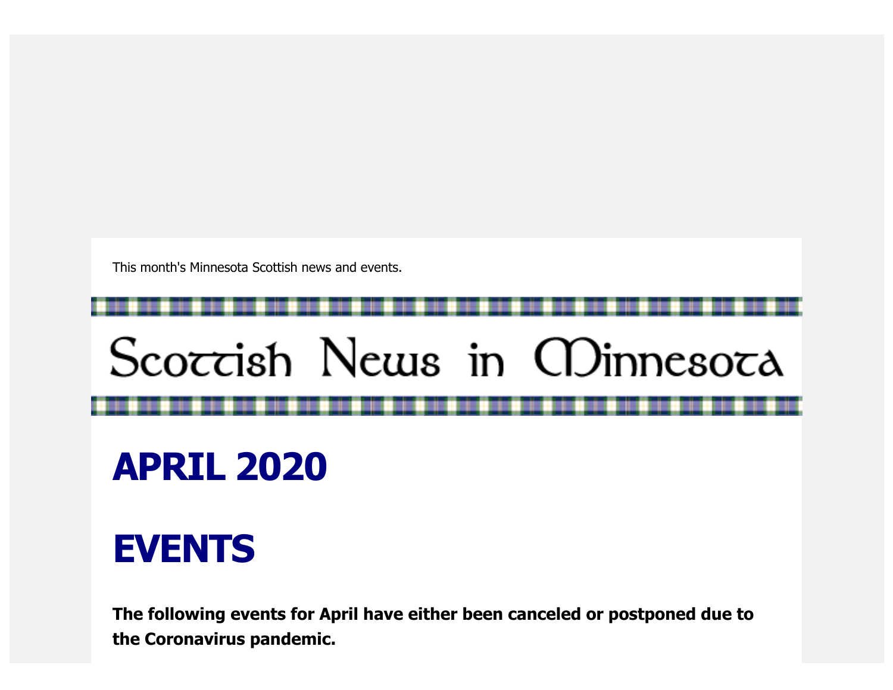This month's Minnesota Scottish news and events.

# Scottish News in Minnesota

# APRIL 2020

# EVENTS

**The following events for April have either been canceled or postponed due to the Coronavirus pandemic.**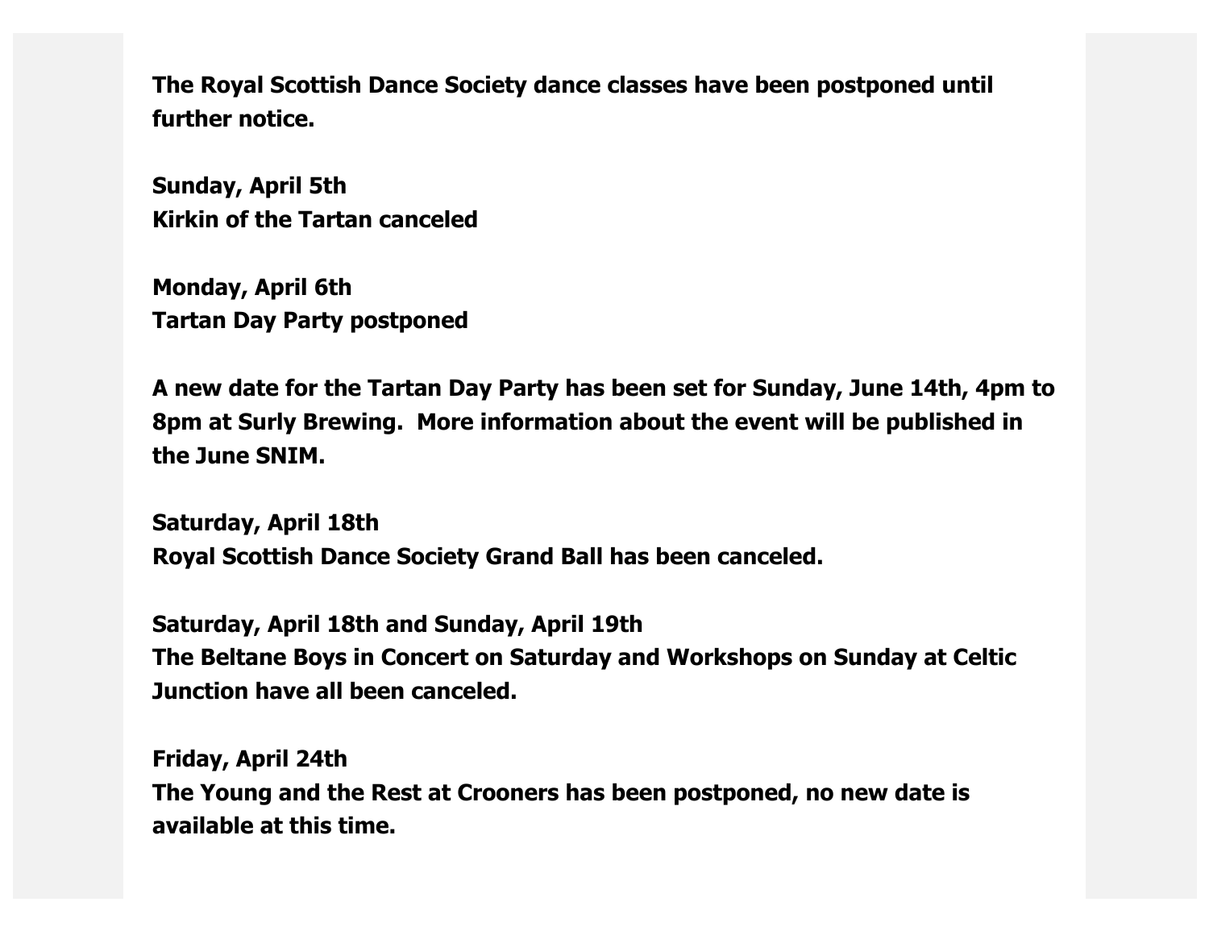**The Royal Scottish Dance Society dance classes have been postponed until further notice.**

**Sunday, April 5th**
**Kirkin of the Tartan canceled**

**Monday, April 6th**
**Tartan Day Party postponed**

**A new date for the Tartan Day Party has been set for Sunday, June 14th, 4pm to 8pm at Surly Brewing. More information about the event will be published in the June SNIM.**

**Saturday, April 18th**
**Royal Scottish Dance Society Grand Ball has been canceled.**

**Saturday, April 18th and Sunday, April 19th**
**The Beltane Boys in Concert on Saturday and Workshops on Sunday at Celtic Junction have all been canceled.**

**Friday, April 24th**
**The Young and the Rest at Crooners has been postponed, no new date is available at this time.**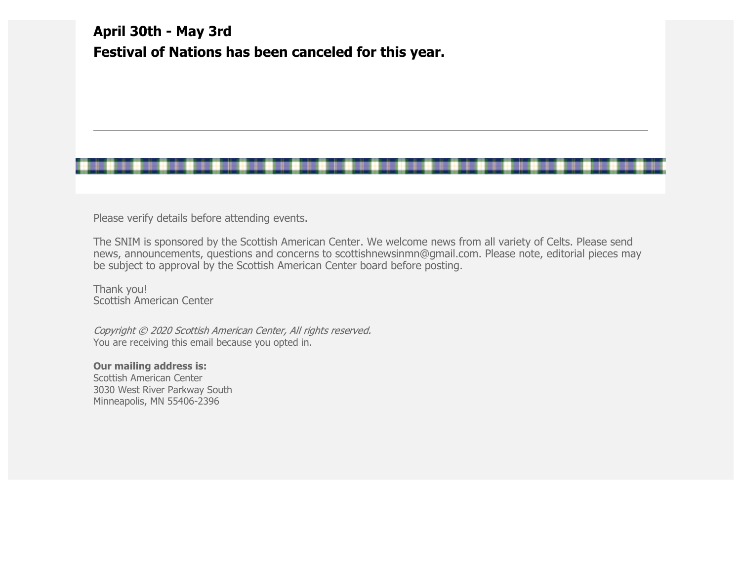**April 30th - May 3rd**

**Festival of Nations has been canceled for this year.**

---

Please verify details before attending events.

The SNIM is sponsored by the Scottish American Center. We welcome news from all variety of Celts. Please send news, announcements, questions and concerns to scottishnewsinmn@gmail.com. Please note, editorial pieces may be subject to approval by the Scottish American Center board before posting.

Thank you!
Scottish American Center

*Copyright © 2020 Scottish American Center, All rights reserved.*
You are receiving this email because you opted in.

**Our mailing address is:**
Scottish American Center
3030 West River Parkway South
Minneapolis, MN 55406-2396